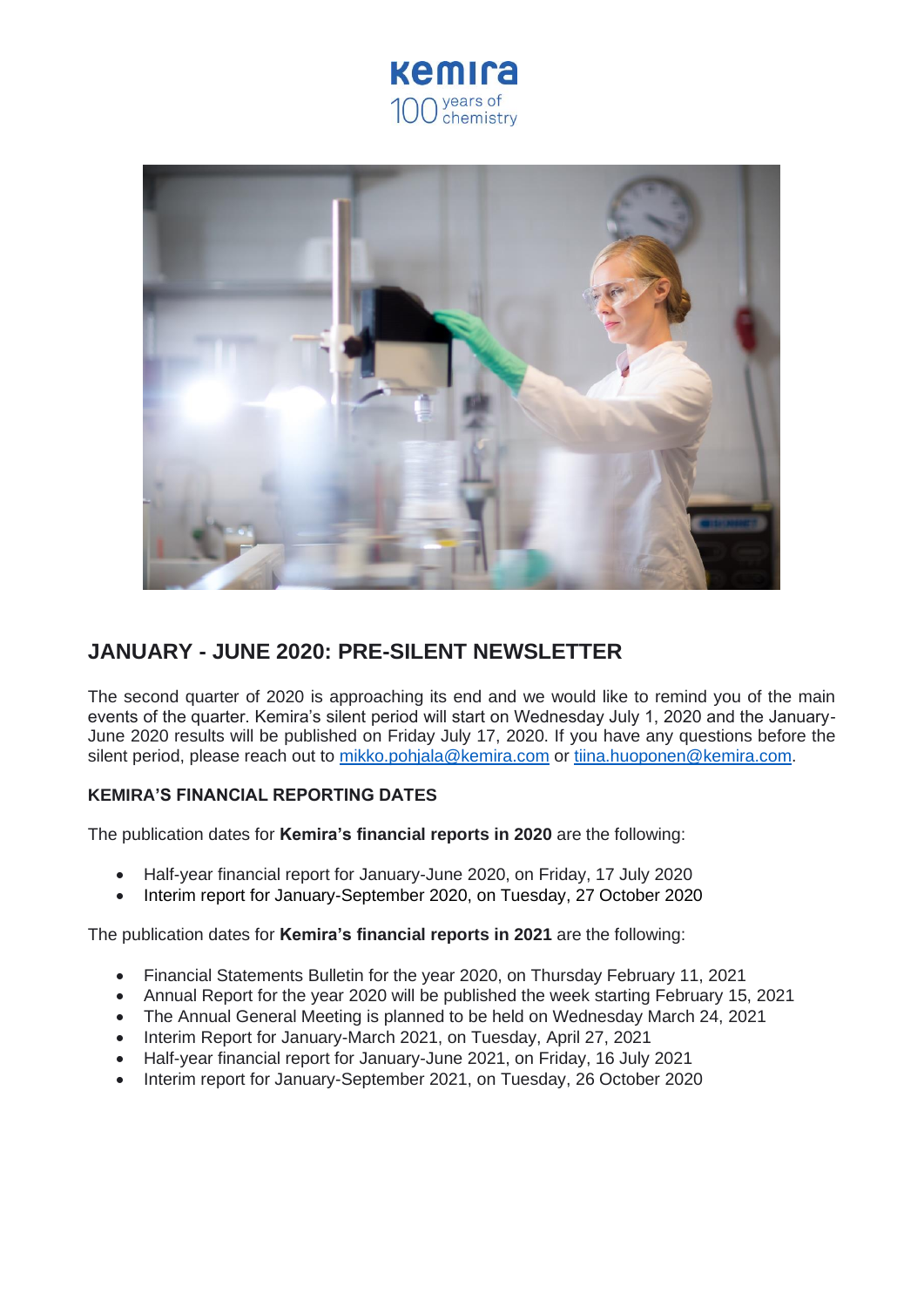# JANUARY - JUNE 2020: PRE-SILENT NEWSLETTER

The second quarter of 2020 is approaching its end and we would like to remind you of the main events of the quarter. Kemira's silent period will start on Wednesday July 1, 2020 and the January-June 2020 results will be published on Friday July 17, 2020. If you have any questions before the silent period, please reach out to mikko.pohjala@kemira.com or tiina.huoponen@kemira.com.

### KEMIRA'S FINANCIAL REPORTING DATES

The publication dates for **Kemira's financial reports in 2020** are the following:

- Half-year financial report for January-June 2020, on Friday, 17 July 2020
- Interim report for January-September 2020, on Tuesday, 27 October 2020

The publication dates for **Kemira's financial reports in 2021** are the following:

- Financial Statements Bulletin for the year 2020, on Thursday February 11, 2021
- Annual Report for the year 2020 will be published the week starting February 15, 2021
- The Annual General Meeting is planned to be held on Wednesday March 24, 2021
- Interim Report for January-March 2021, on Tuesday, April 27, 2021
- Half-year financial report for January-June 2021, on Friday, 16 July 2021
- Interim report for January-September 2021, on Tuesday, 26 October 2020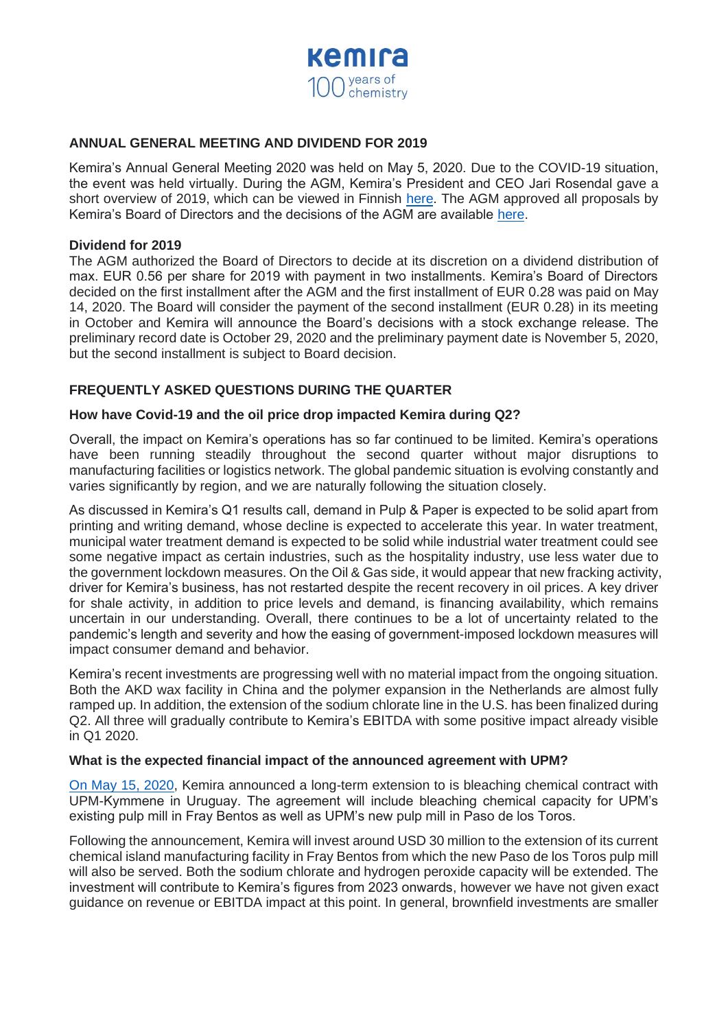## ANNUAL GENERAL MEETING AND DIVIDEND FOR 2019

Kemira's Annual General Meeting 2020 was held on May 5, 2020. Due to the COVID-19 situation, the event was held virtually. During the AGM, Kemira's President and CEO Jari Rosendal gave a short overview of 2019, which can be viewed in Finnish here. The AGM approved all proposals by Kemira's Board of Directors and the decisions of the AGM are available here.

### Dividend for 2019

The AGM authorized the Board of Directors to decide at its discretion on a dividend distribution of max. EUR 0.56 per share for 2019 with payment in two installments. Kemira's Board of Directors decided on the first installment after the AGM and the first installment of EUR 0.28 was paid on May 14, 2020. The Board will consider the payment of the second installment (EUR 0.28) in its meeting in October and Kemira will announce the Board's decisions with a stock exchange release. The preliminary record date is October 29, 2020 and the preliminary payment date is November 5, 2020, but the second installment is subject to Board decision.

## FREQUENTLY ASKED QUESTIONS DURING THE QUARTER

### How have Covid-19 and the oil price drop impacted Kemira during Q2?

Overall, the impact on Kemira's operations has so far continued to be limited. Kemira's operations have been running steadily throughout the second quarter without major disruptions to manufacturing facilities or logistics network. The global pandemic situation is evolving constantly and varies significantly by region, and we are naturally following the situation closely.

As discussed in Kemira's Q1 results call, demand in Pulp & Paper is expected to be solid apart from printing and writing demand, whose decline is expected to accelerate this year. In water treatment, municipal water treatment demand is expected to be solid while industrial water treatment could see some negative impact as certain industries, such as the hospitality industry, use less water due to the government lockdown measures. On the Oil & Gas side, it would appear that new fracking activity, driver for Kemira's business, has not restarted despite the recent recovery in oil prices. A key driver for shale activity, in addition to price levels and demand, is financing availability, which remains uncertain in our understanding. Overall, there continues to be a lot of uncertainty related to the pandemic's length and severity and how the easing of government-imposed lockdown measures will impact consumer demand and behavior.

Kemira's recent investments are progressing well with no material impact from the ongoing situation. Both the AKD wax facility in China and the polymer expansion in the Netherlands are almost fully ramped up. In addition, the extension of the sodium chlorate line in the U.S. has been finalized during Q2. All three will gradually contribute to Kemira's EBITDA with some positive impact already visible in Q1 2020.

### What is the expected financial impact of the announced agreement with UPM?

On May 15, 2020, Kemira announced a long-term extension to is bleaching chemical contract with UPM-Kymmene in Uruguay. The agreement will include bleaching chemical capacity for UPM's existing pulp mill in Fray Bentos as well as UPM's new pulp mill in Paso de los Toros.

Following the announcement, Kemira will invest around USD 30 million to the extension of its current chemical island manufacturing facility in Fray Bentos from which the new Paso de los Toros pulp mill will also be served. Both the sodium chlorate and hydrogen peroxide capacity will be extended. The investment will contribute to Kemira's figures from 2023 onwards, however we have not given exact guidance on revenue or EBITDA impact at this point. In general, brownfield investments are smaller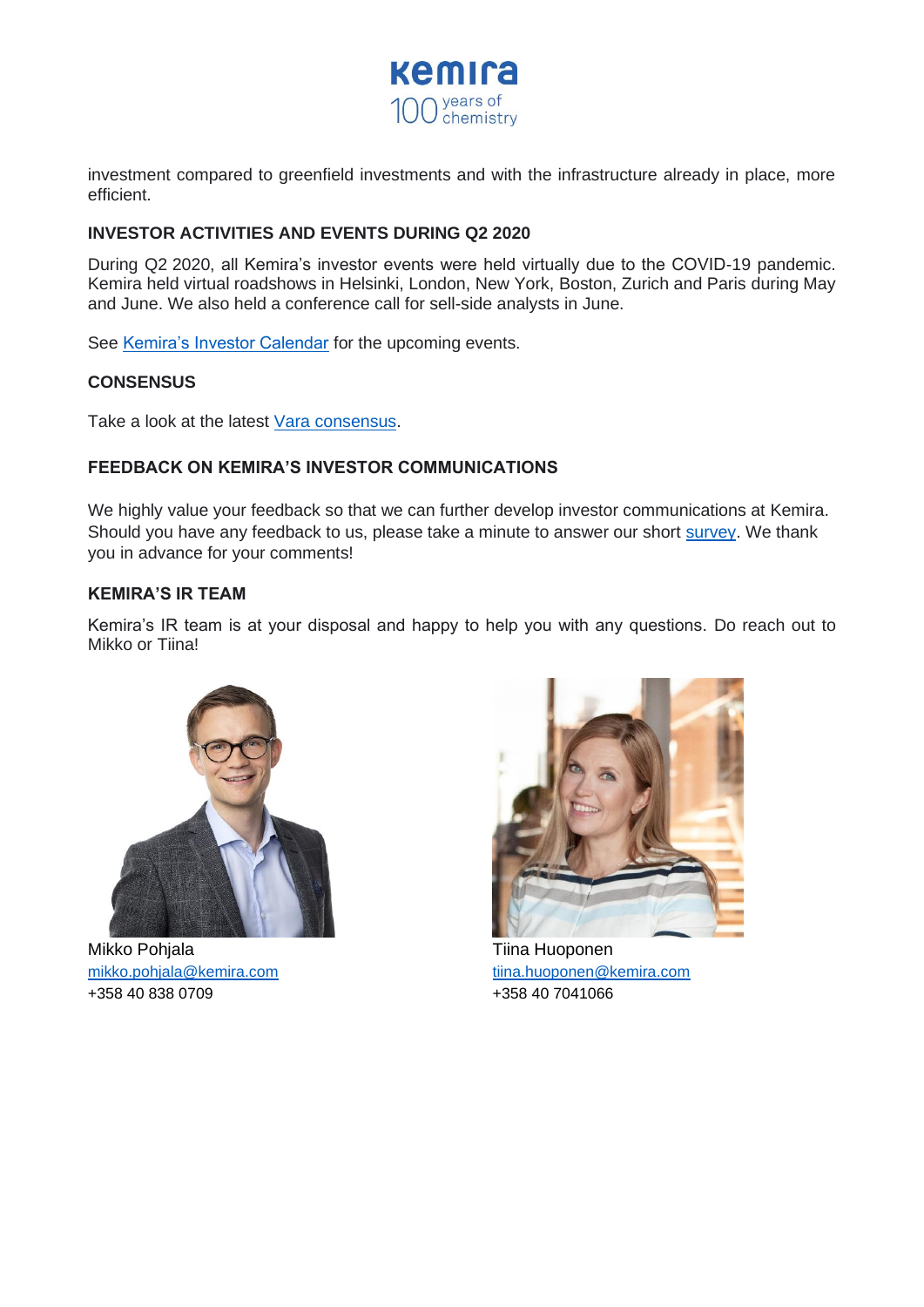investment compared to greenfield investments and with the infrastructure already in place, more efficient.

## INVESTOR ACTIVITIES AND EVENTS DURING Q2 2020

During Q2 2020, all Kemira's investor events were held virtually due to the COVID-19 pandemic. Kemira held virtual roadshows in Helsinki, London, New York, Boston, Zurich and Paris during May and June. We also held a conference call for sell-side analysts in June.

See [Kemira's Investor Calendar] for the upcoming events.

## CONSENSUS

Take a look at the latest [Vara consensus].

## FEEDBACK ON KEMIRA'S INVESTOR COMMUNICATIONS

We highly value your feedback so that we can further develop investor communications at Kemira. Should you have any feedback to us, please take a minute to answer our short [survey]. We thank you in advance for your comments!

## KEMIRA'S IR TEAM

Kemira's IR team is at your disposal and happy to help you with any questions. Do reach out to Mikko or Tiina!

Mikko Pohjala
mikko.pohjala@kemira.com
+358 40 838 0709

Tiina Huoponen
tiina.huoponen@kemira.com
+358 40 7041066